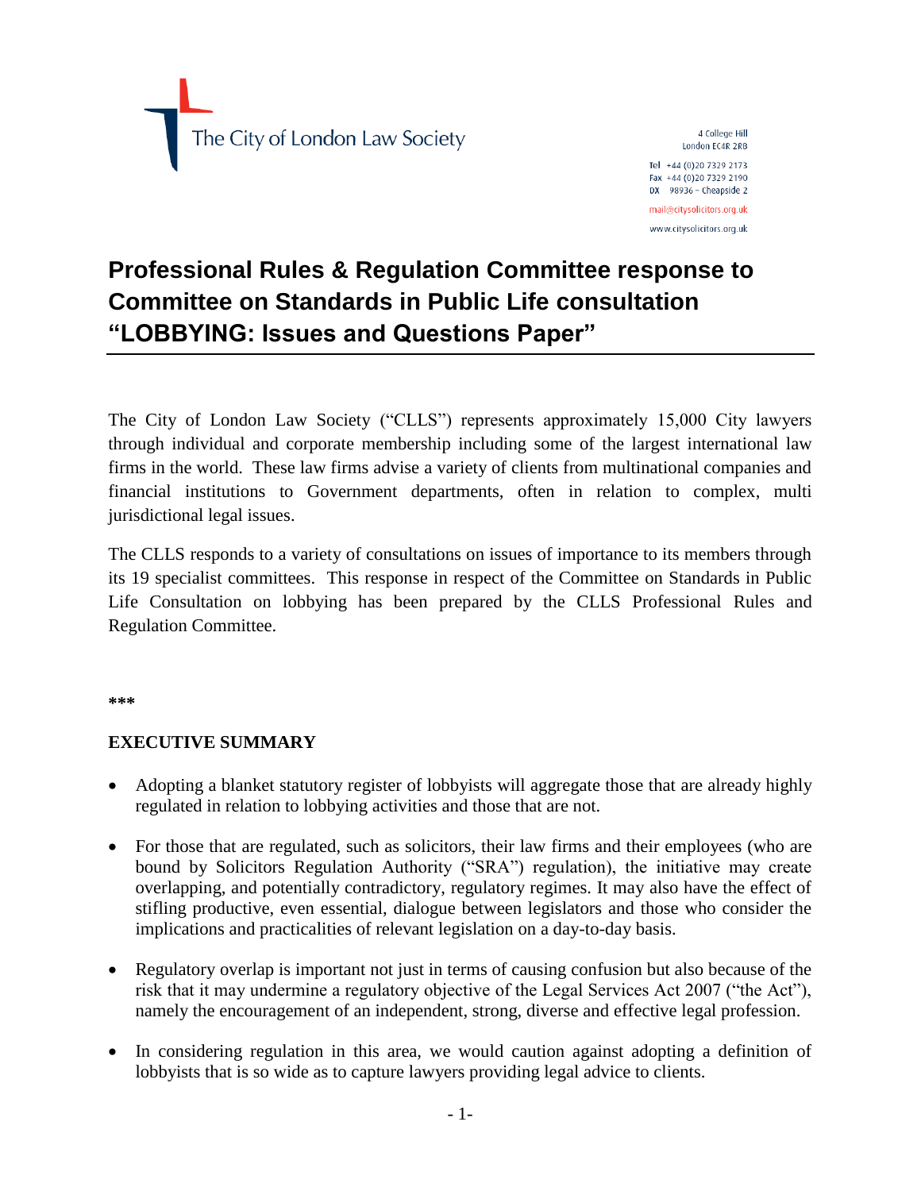The City of London Law Society

4 College Hill
London EC4R 2RB

Tel +44 (0)20 7329 2173
Fax +44 (0)20 7329 2190
DX 98936 – Cheapside 2

mail@citysolicitors.org.uk

www.citysolicitors.org.uk

# Professional Rules & Regulation Committee response to Committee on Standards in Public Life consultation "LOBBYING: Issues and Questions Paper"

The City of London Law Society ("CLLS") represents approximately 15,000 City lawyers through individual and corporate membership including some of the largest international law firms in the world. These law firms advise a variety of clients from multinational companies and financial institutions to Government departments, often in relation to complex, multi jurisdictional legal issues.

The CLLS responds to a variety of consultations on issues of importance to its members through its 19 specialist committees. This response in respect of the Committee on Standards in Public Life Consultation on lobbying has been prepared by the CLLS Professional Rules and Regulation Committee.

***

## EXECUTIVE SUMMARY

- Adopting a blanket statutory register of lobbyists will aggregate those that are already highly regulated in relation to lobbying activities and those that are not.
- For those that are regulated, such as solicitors, their law firms and their employees (who are bound by Solicitors Regulation Authority ("SRA") regulation), the initiative may create overlapping, and potentially contradictory, regulatory regimes. It may also have the effect of stifling productive, even essential, dialogue between legislators and those who consider the implications and practicalities of relevant legislation on a day-to-day basis.
- Regulatory overlap is important not just in terms of causing confusion but also because of the risk that it may undermine a regulatory objective of the Legal Services Act 2007 ("the Act"), namely the encouragement of an independent, strong, diverse and effective legal profession.
- In considering regulation in this area, we would caution against adopting a definition of lobbyists that is so wide as to capture lawyers providing legal advice to clients.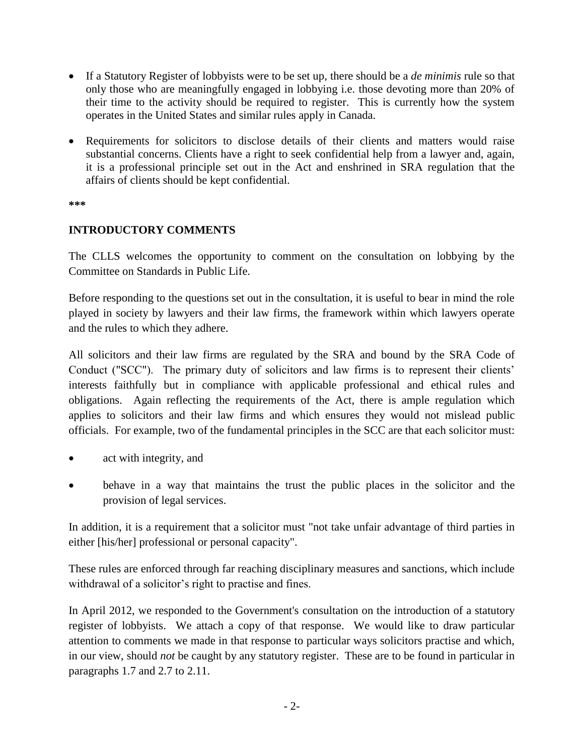- If a Statutory Register of lobbyists were to be set up, there should be a *de minimis* rule so that only those who are meaningfully engaged in lobbying i.e. those devoting more than 20% of their time to the activity should be required to register. This is currently how the system operates in the United States and similar rules apply in Canada.

- Requirements for solicitors to disclose details of their clients and matters would raise substantial concerns. Clients have a right to seek confidential help from a lawyer and, again, it is a professional principle set out in the Act and enshrined in SRA regulation that the affairs of clients should be kept confidential.

**\*\*\***

## INTRODUCTORY COMMENTS

The CLLS welcomes the opportunity to comment on the consultation on lobbying by the Committee on Standards in Public Life.

Before responding to the questions set out in the consultation, it is useful to bear in mind the role played in society by lawyers and their law firms, the framework within which lawyers operate and the rules to which they adhere.

All solicitors and their law firms are regulated by the SRA and bound by the SRA Code of Conduct ("SCC"). The primary duty of solicitors and law firms is to represent their clients' interests faithfully but in compliance with applicable professional and ethical rules and obligations. Again reflecting the requirements of the Act, there is ample regulation which applies to solicitors and their law firms and which ensures they would not mislead public officials. For example, two of the fundamental principles in the SCC are that each solicitor must:

- act with integrity, and
- behave in a way that maintains the trust the public places in the solicitor and the provision of legal services.

In addition, it is a requirement that a solicitor must "not take unfair advantage of third parties in either [his/her] professional or personal capacity".

These rules are enforced through far reaching disciplinary measures and sanctions, which include withdrawal of a solicitor's right to practise and fines.

In April 2012, we responded to the Government's consultation on the introduction of a statutory register of lobbyists. We attach a copy of that response. We would like to draw particular attention to comments we made in that response to particular ways solicitors practise and which, in our view, should *not* be caught by any statutory register. These are to be found in particular in paragraphs 1.7 and 2.7 to 2.11.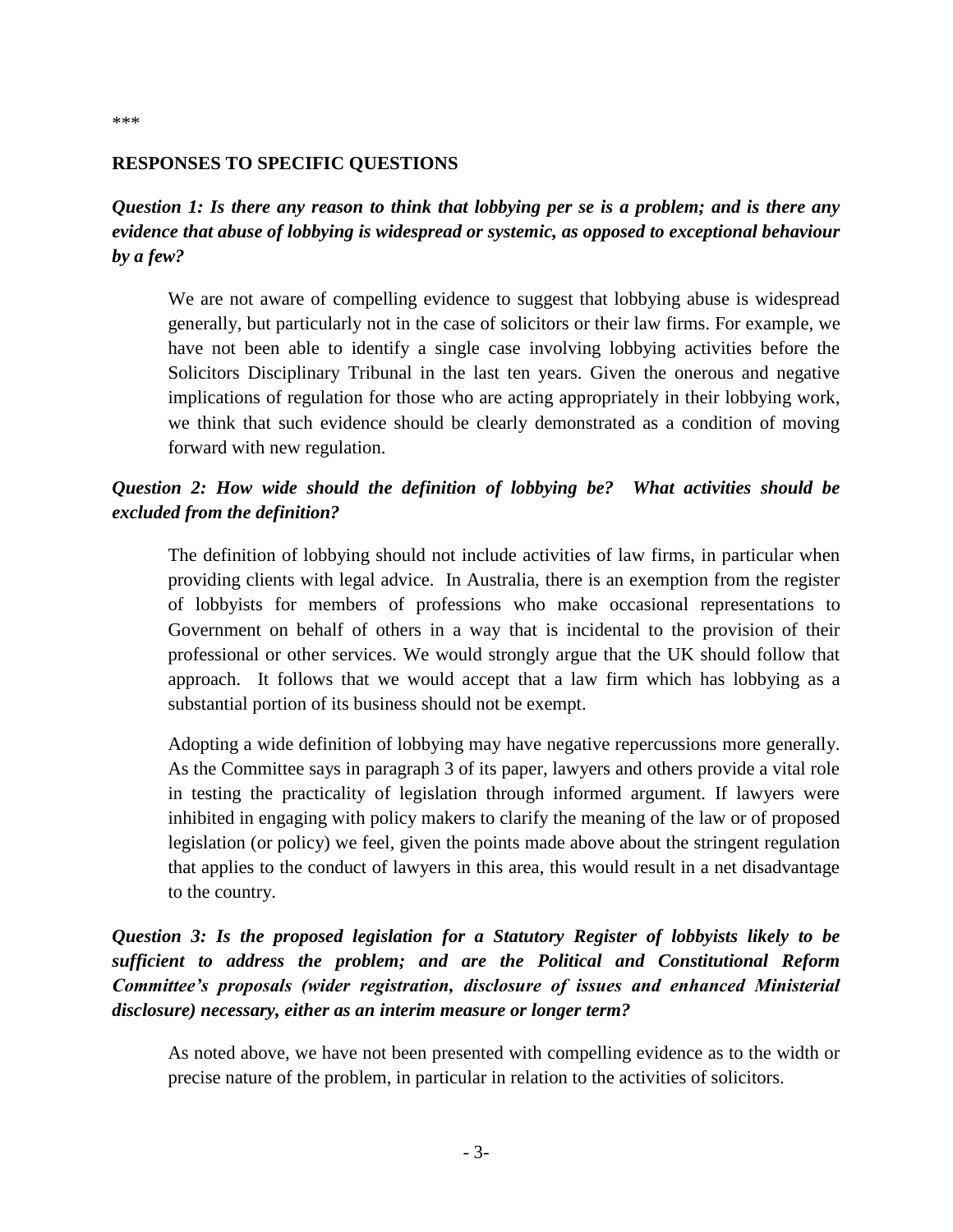***

**RESPONSES TO SPECIFIC QUESTIONS**

***Question 1: Is there any reason to think that lobbying per se is a problem; and is there any evidence that abuse of lobbying is widespread or systemic, as opposed to exceptional behaviour by a few?***

We are not aware of compelling evidence to suggest that lobbying abuse is widespread generally, but particularly not in the case of solicitors or their law firms. For example, we have not been able to identify a single case involving lobbying activities before the Solicitors Disciplinary Tribunal in the last ten years. Given the onerous and negative implications of regulation for those who are acting appropriately in their lobbying work, we think that such evidence should be clearly demonstrated as a condition of moving forward with new regulation.

***Question 2: How wide should the definition of lobbying be? What activities should be excluded from the definition?***

The definition of lobbying should not include activities of law firms, in particular when providing clients with legal advice. In Australia, there is an exemption from the register of lobbyists for members of professions who make occasional representations to Government on behalf of others in a way that is incidental to the provision of their professional or other services. We would strongly argue that the UK should follow that approach. It follows that we would accept that a law firm which has lobbying as a substantial portion of its business should not be exempt.

Adopting a wide definition of lobbying may have negative repercussions more generally. As the Committee says in paragraph 3 of its paper, lawyers and others provide a vital role in testing the practicality of legislation through informed argument. If lawyers were inhibited in engaging with policy makers to clarify the meaning of the law or of proposed legislation (or policy) we feel, given the points made above about the stringent regulation that applies to the conduct of lawyers in this area, this would result in a net disadvantage to the country.

***Question 3: Is the proposed legislation for a Statutory Register of lobbyists likely to be sufficient to address the problem; and are the Political and Constitutional Reform Committee's proposals (wider registration, disclosure of issues and enhanced Ministerial disclosure) necessary, either as an interim measure or longer term?***

As noted above, we have not been presented with compelling evidence as to the width or precise nature of the problem, in particular in relation to the activities of solicitors.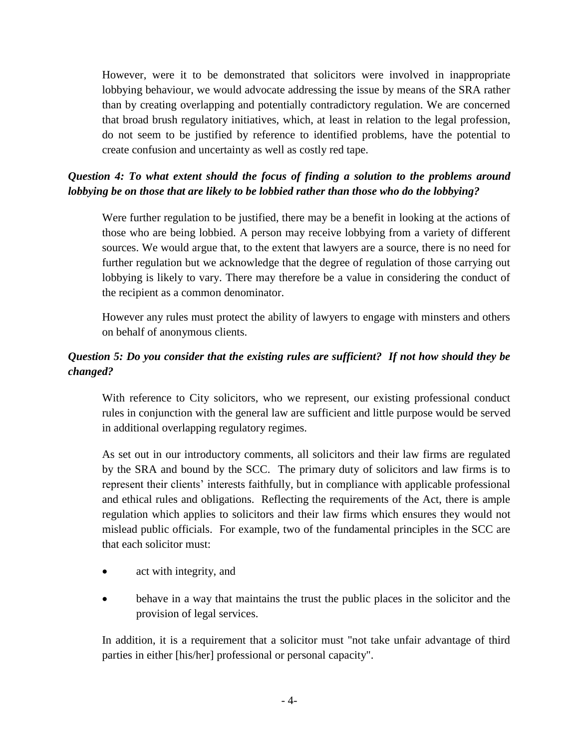However, were it to be demonstrated that solicitors were involved in inappropriate lobbying behaviour, we would advocate addressing the issue by means of the SRA rather than by creating overlapping and potentially contradictory regulation. We are concerned that broad brush regulatory initiatives, which, at least in relation to the legal profession, do not seem to be justified by reference to identified problems, have the potential to create confusion and uncertainty as well as costly red tape.

***Question 4: To what extent should the focus of finding a solution to the problems around lobbying be on those that are likely to be lobbied rather than those who do the lobbying?***

Were further regulation to be justified, there may be a benefit in looking at the actions of those who are being lobbied. A person may receive lobbying from a variety of different sources. We would argue that, to the extent that lawyers are a source, there is no need for further regulation but we acknowledge that the degree of regulation of those carrying out lobbying is likely to vary. There may therefore be a value in considering the conduct of the recipient as a common denominator.

However any rules must protect the ability of lawyers to engage with minsters and others on behalf of anonymous clients.

***Question 5: Do you consider that the existing rules are sufficient? If not how should they be changed?***

With reference to City solicitors, who we represent, our existing professional conduct rules in conjunction with the general law are sufficient and little purpose would be served in additional overlapping regulatory regimes.

As set out in our introductory comments, all solicitors and their law firms are regulated by the SRA and bound by the SCC. The primary duty of solicitors and law firms is to represent their clients' interests faithfully, but in compliance with applicable professional and ethical rules and obligations. Reflecting the requirements of the Act, there is ample regulation which applies to solicitors and their law firms which ensures they would not mislead public officials. For example, two of the fundamental principles in the SCC are that each solicitor must:

- act with integrity, and
- behave in a way that maintains the trust the public places in the solicitor and the provision of legal services.

In addition, it is a requirement that a solicitor must "not take unfair advantage of third parties in either [his/her] professional or personal capacity".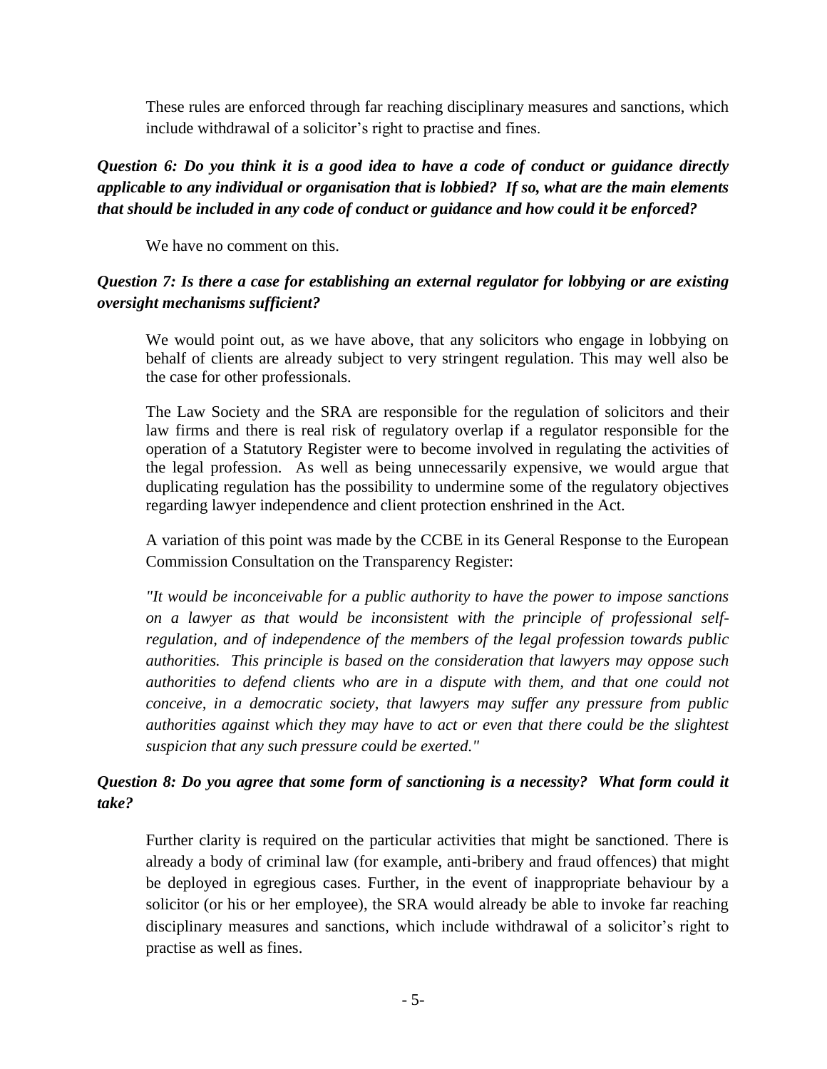These rules are enforced through far reaching disciplinary measures and sanctions, which include withdrawal of a solicitor's right to practise and fines.

***Question 6: Do you think it is a good idea to have a code of conduct or guidance directly applicable to any individual or organisation that is lobbied? If so, what are the main elements that should be included in any code of conduct or guidance and how could it be enforced?***

We have no comment on this.

***Question 7: Is there a case for establishing an external regulator for lobbying or are existing oversight mechanisms sufficient?***

We would point out, as we have above, that any solicitors who engage in lobbying on behalf of clients are already subject to very stringent regulation. This may well also be the case for other professionals.

The Law Society and the SRA are responsible for the regulation of solicitors and their law firms and there is real risk of regulatory overlap if a regulator responsible for the operation of a Statutory Register were to become involved in regulating the activities of the legal profession. As well as being unnecessarily expensive, we would argue that duplicating regulation has the possibility to undermine some of the regulatory objectives regarding lawyer independence and client protection enshrined in the Act.

A variation of this point was made by the CCBE in its General Response to the European Commission Consultation on the Transparency Register:

*"It would be inconceivable for a public authority to have the power to impose sanctions on a lawyer as that would be inconsistent with the principle of professional self-regulation, and of independence of the members of the legal profession towards public authorities. This principle is based on the consideration that lawyers may oppose such authorities to defend clients who are in a dispute with them, and that one could not conceive, in a democratic society, that lawyers may suffer any pressure from public authorities against which they may have to act or even that there could be the slightest suspicion that any such pressure could be exerted."*

***Question 8: Do you agree that some form of sanctioning is a necessity? What form could it take?***

Further clarity is required on the particular activities that might be sanctioned. There is already a body of criminal law (for example, anti-bribery and fraud offences) that might be deployed in egregious cases. Further, in the event of inappropriate behaviour by a solicitor (or his or her employee), the SRA would already be able to invoke far reaching disciplinary measures and sanctions, which include withdrawal of a solicitor's right to practise as well as fines.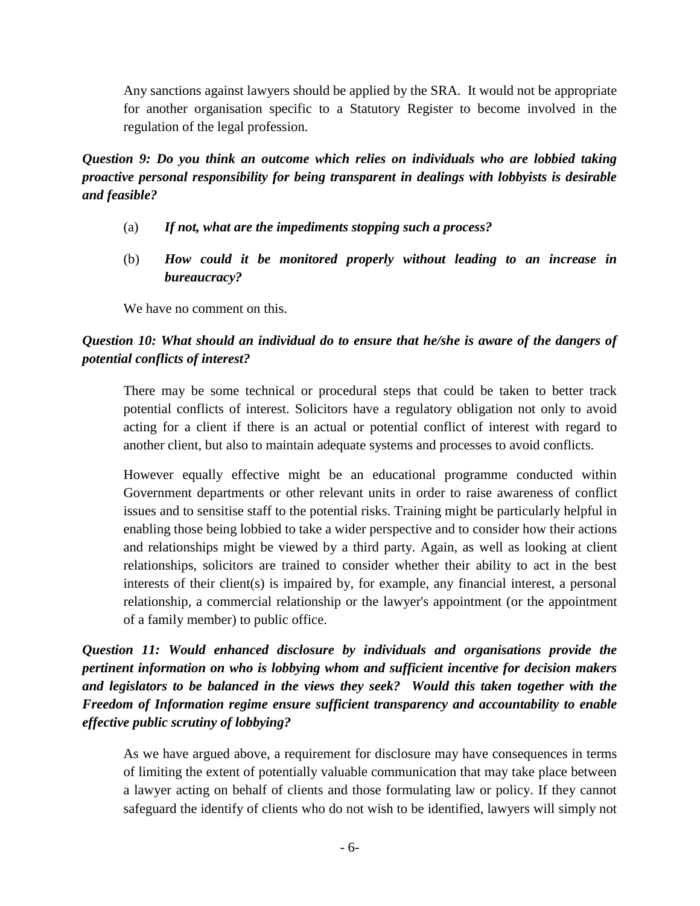Any sanctions against lawyers should be applied by the SRA. It would not be appropriate for another organisation specific to a Statutory Register to become involved in the regulation of the legal profession.

***Question 9: Do you think an outcome which relies on individuals who are lobbied taking proactive personal responsibility for being transparent in dealings with lobbyists is desirable and feasible?***

(a) ***If not, what are the impediments stopping such a process?***

(b) ***How could it be monitored properly without leading to an increase in bureaucracy?***

We have no comment on this.

***Question 10: What should an individual do to ensure that he/she is aware of the dangers of potential conflicts of interest?***

There may be some technical or procedural steps that could be taken to better track potential conflicts of interest. Solicitors have a regulatory obligation not only to avoid acting for a client if there is an actual or potential conflict of interest with regard to another client, but also to maintain adequate systems and processes to avoid conflicts.

However equally effective might be an educational programme conducted within Government departments or other relevant units in order to raise awareness of conflict issues and to sensitise staff to the potential risks. Training might be particularly helpful in enabling those being lobbied to take a wider perspective and to consider how their actions and relationships might be viewed by a third party. Again, as well as looking at client relationships, solicitors are trained to consider whether their ability to act in the best interests of their client(s) is impaired by, for example, any financial interest, a personal relationship, a commercial relationship or the lawyer's appointment (or the appointment of a family member) to public office.

***Question 11: Would enhanced disclosure by individuals and organisations provide the pertinent information on who is lobbying whom and sufficient incentive for decision makers and legislators to be balanced in the views they seek? Would this taken together with the Freedom of Information regime ensure sufficient transparency and accountability to enable effective public scrutiny of lobbying?***

As we have argued above, a requirement for disclosure may have consequences in terms of limiting the extent of potentially valuable communication that may take place between a lawyer acting on behalf of clients and those formulating law or policy. If they cannot safeguard the identify of clients who do not wish to be identified, lawyers will simply not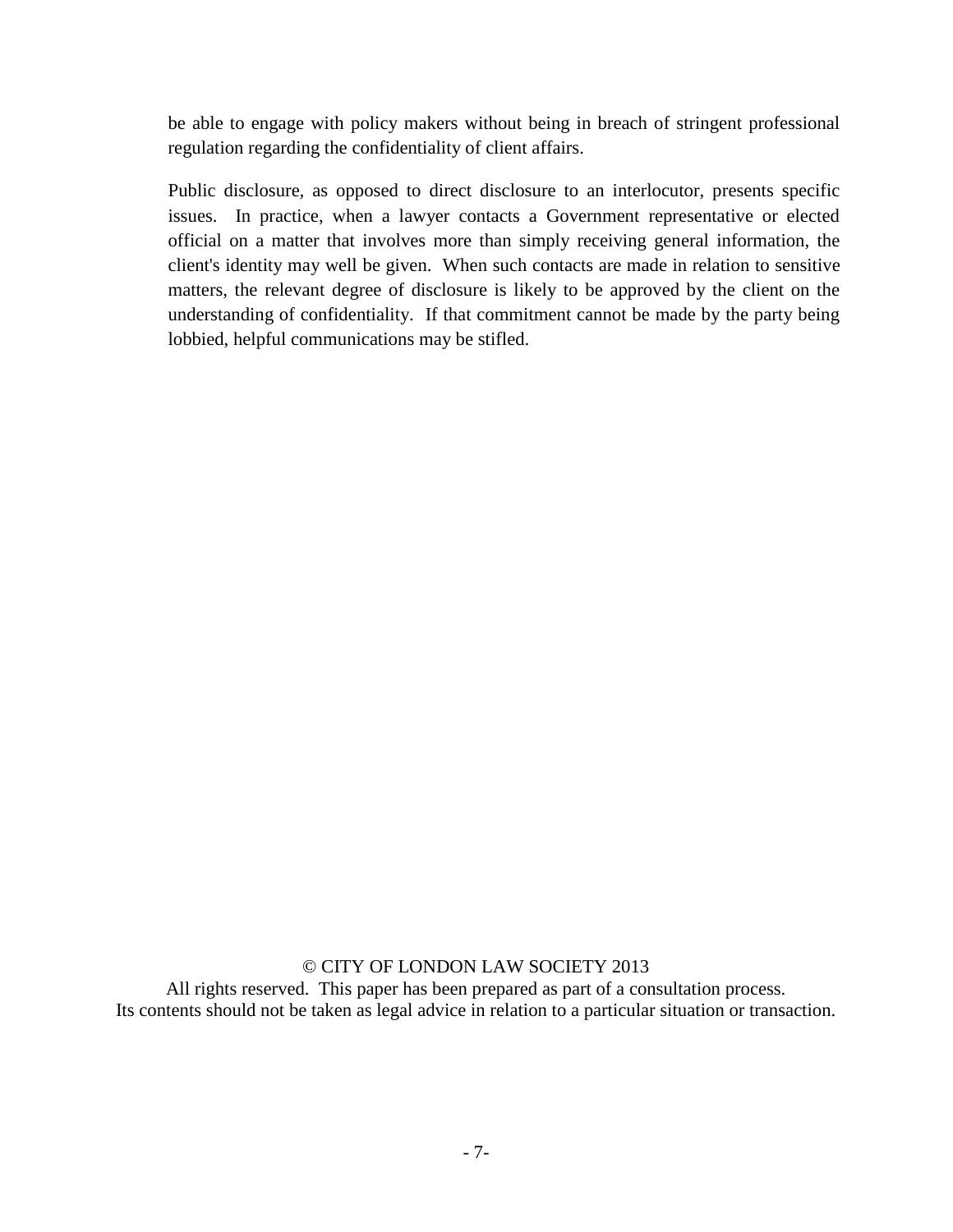be able to engage with policy makers without being in breach of stringent professional regulation regarding the confidentiality of client affairs.

Public disclosure, as opposed to direct disclosure to an interlocutor, presents specific issues. In practice, when a lawyer contacts a Government representative or elected official on a matter that involves more than simply receiving general information, the client's identity may well be given. When such contacts are made in relation to sensitive matters, the relevant degree of disclosure is likely to be approved by the client on the understanding of confidentiality. If that commitment cannot be made by the party being lobbied, helpful communications may be stifled.

© CITY OF LONDON LAW SOCIETY 2013
All rights reserved. This paper has been prepared as part of a consultation process.
Its contents should not be taken as legal advice in relation to a particular situation or transaction.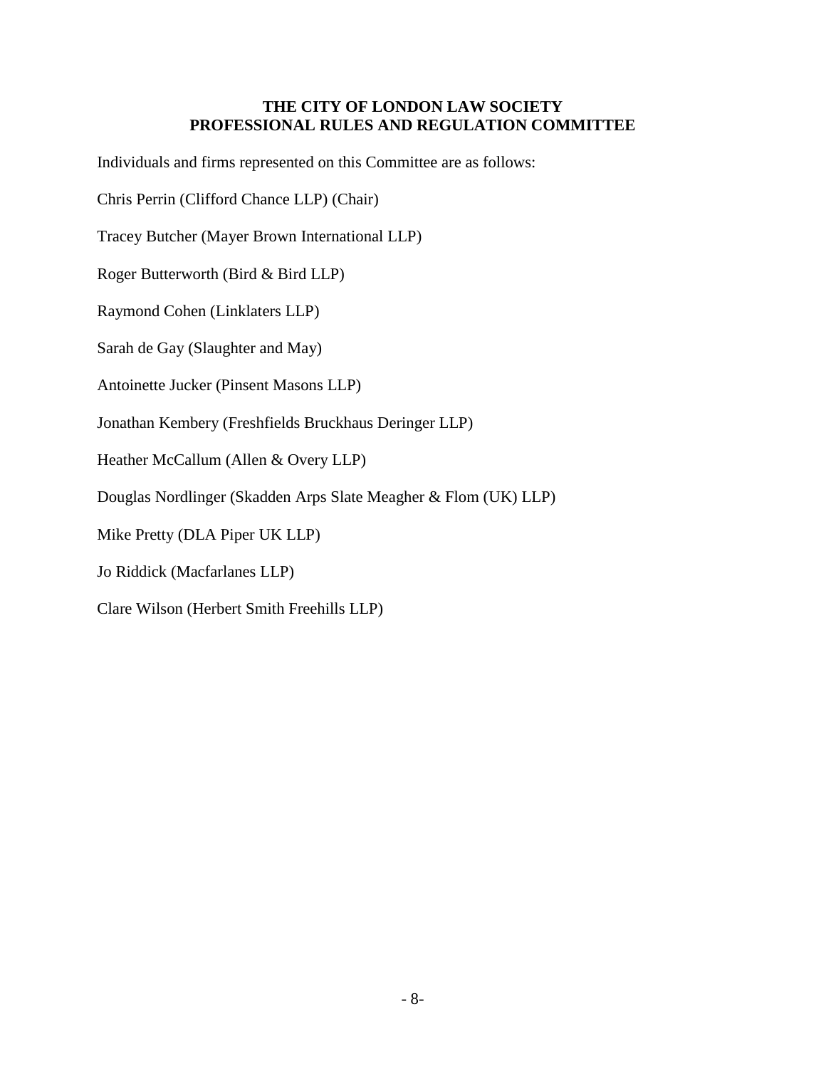**THE CITY OF LONDON LAW SOCIETY**
**PROFESSIONAL RULES AND REGULATION COMMITTEE**

Individuals and firms represented on this Committee are as follows:

Chris Perrin (Clifford Chance LLP) (Chair)

Tracey Butcher (Mayer Brown International LLP)

Roger Butterworth (Bird & Bird LLP)

Raymond Cohen (Linklaters LLP)

Sarah de Gay (Slaughter and May)

Antoinette Jucker (Pinsent Masons LLP)

Jonathan Kembery (Freshfields Bruckhaus Deringer LLP)

Heather McCallum (Allen & Overy LLP)

Douglas Nordlinger (Skadden Arps Slate Meagher & Flom (UK) LLP)

Mike Pretty (DLA Piper UK LLP)

Jo Riddick (Macfarlanes LLP)

Clare Wilson (Herbert Smith Freehills LLP)